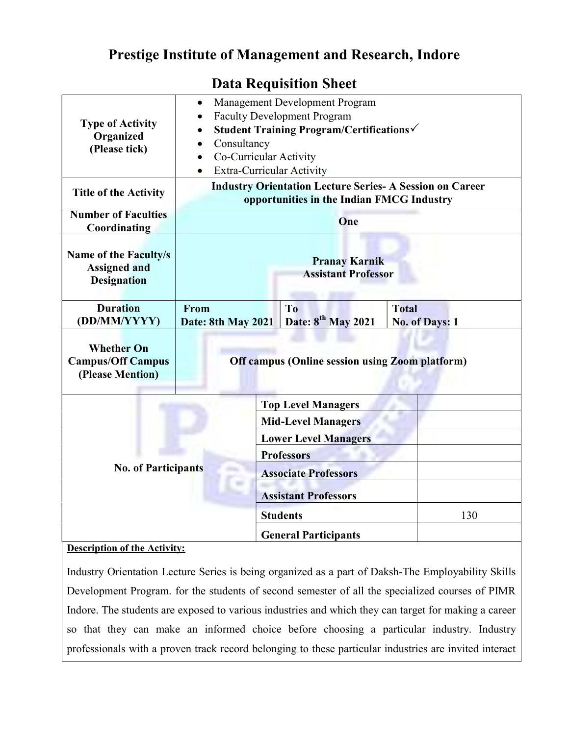# Prestige Institute of Management and Research, Indore

## Data Requisition Sheet

| | | | |
|---|---|---|---|
| **Type of Activity Organized (Please tick)** | • Management Development Program<br>• Faculty Development Program<br>• **Student Training Program/Certifications**✓<br>• Consultancy<br>• Co-Curricular Activity<br>• Extra-Curricular Activity | | |
| **Title of the Activity** | **Industry Orientation Lecture Series- A Session on Career opportunities in the Indian FMCG Industry** | | |
| **Number of Faculties Coordinating** | **One** | | |
| **Name of the Faculty/s Assigned and Designation** | **Pranay Karnik**<br>**Assistant Professor** | | |
| **Duration (DD/MM/YYYY)** | **From**<br>**Date: 8th May 2021** | **To**<br>**Date: 8th May 2021** | **Total**<br>**No. of Days: 1** |
| **Whether On Campus/Off Campus (Please Mention)** | **Off campus (Online session using Zoom platform)** | | |

| **No. of Participants** | | |
|---|---|---|
| | **Top Level Managers** | |
| | **Mid-Level Managers** | |
| | **Lower Level Managers** | |
| | **Professors** | |
| | **Associate Professors** | |
| | **Assistant Professors** | |
| | **Students** | 130 |
| | **General Participants** | |

**Description of the Activity:**

Industry Orientation Lecture Series is being organized as a part of Daksh-The Employability Skills Development Program. for the students of second semester of all the specialized courses of PIMR Indore. The students are exposed to various industries and which they can target for making a career so that they can make an informed choice before choosing a particular industry. Industry professionals with a proven track record belonging to these particular industries are invited interact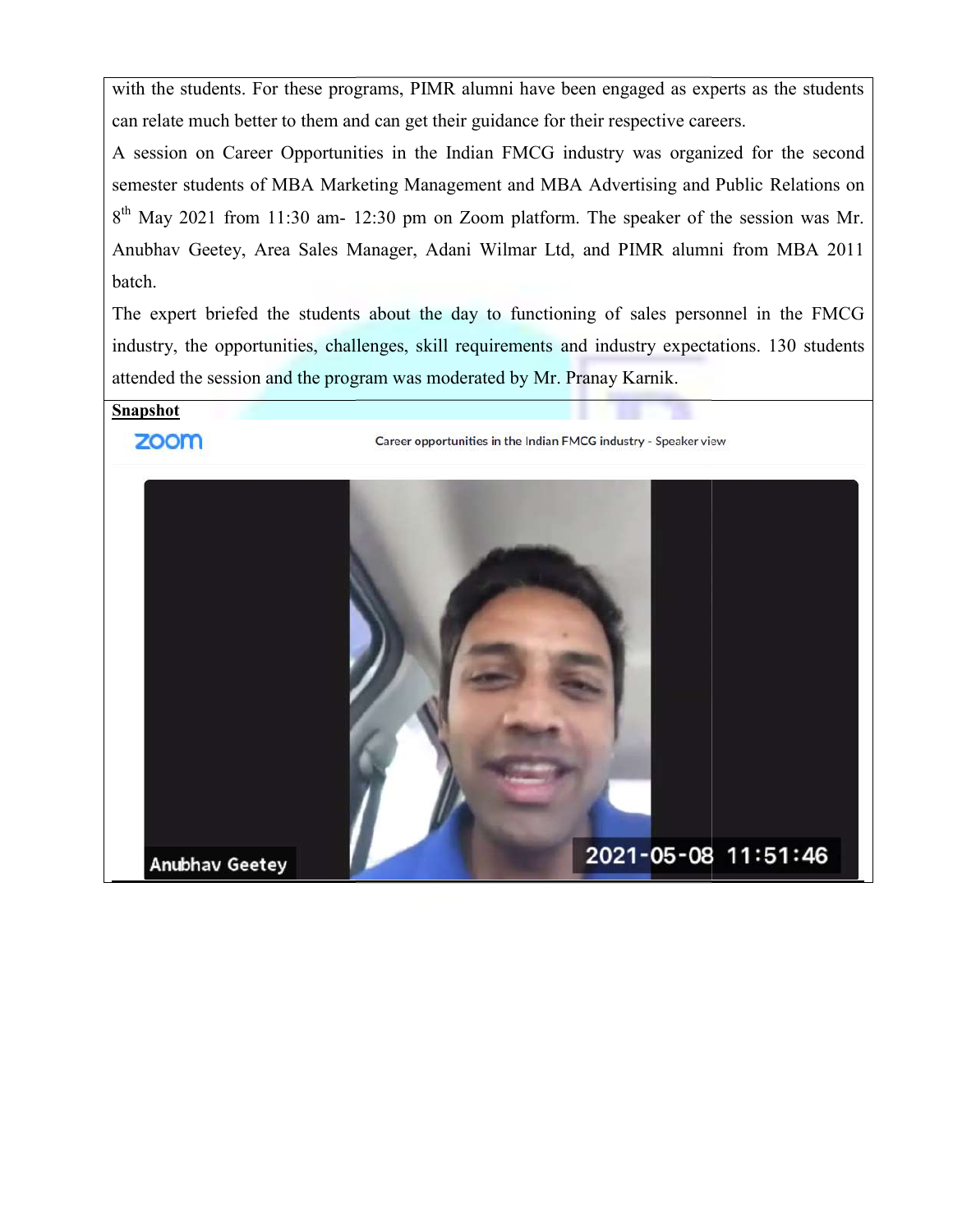with the students. For these programs, PIMR alumni have been engaged as experts as the students can relate much better to them and can get their guidance for their respective careers.

A session on Career Opportunities in the Indian FMCG industry was organized for the second semester students of MBA Marketing Management and MBA Advertising and Public Relations on 8th May 2021 from 11:30 am- 12:30 pm on Zoom platform. The speaker of the session was Mr. Anubhav Geetey, Area Sales Manager, Adani Wilmar Ltd, and PIMR alumni from MBA 2011 batch.

The expert briefed the students about the day to functioning of sales personnel in the FMCG industry, the opportunities, challenges, skill requirements and industry expectations. 130 students attended the session and the program was moderated by Mr. Pranay Karnik.

**Snapshot**

zoom

Career opportunities in the Indian FMCG industry - Speaker view

Anubhav Geetey

2021-05-08 11:51:46